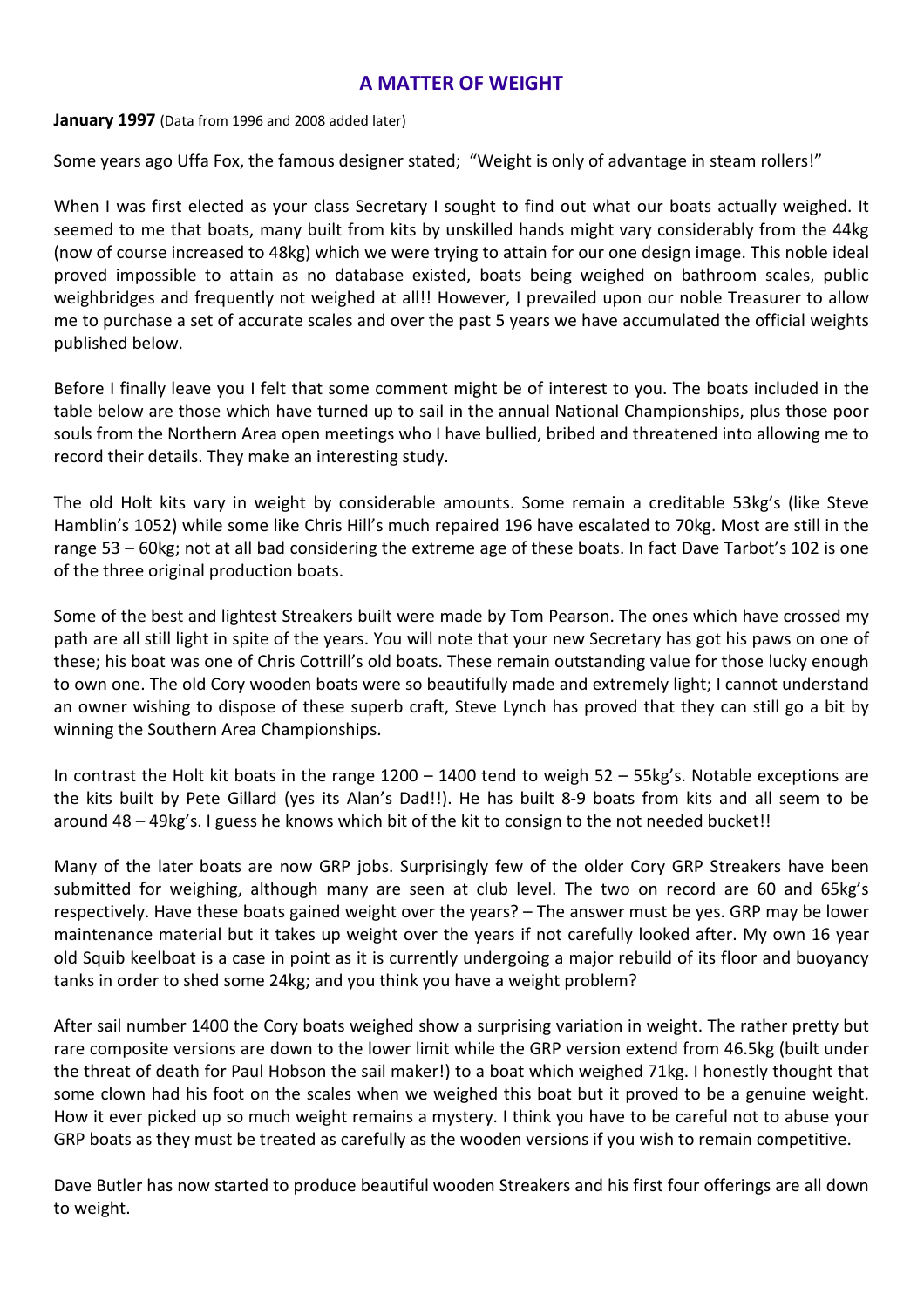# A MATTER OF WEIGHT

**January 1997** (Data from 1996 and 2008 added later)

Some years ago Uffa Fox, the famous designer stated; "Weight is only of advantage in steam rollers!"

When I was first elected as your class Secretary I sought to find out what our boats actually weighed. It seemed to me that boats, many built from kits by unskilled hands might vary considerably from the 44kg (now of course increased to 48kg) which we were trying to attain for our one design image. This noble ideal proved impossible to attain as no database existed, boats being weighed on bathroom scales, public weighbridges and frequently not weighed at all!! However, I prevailed upon our noble Treasurer to allow me to purchase a set of accurate scales and over the past 5 years we have accumulated the official weights published below.

Before I finally leave you I felt that some comment might be of interest to you. The boats included in the table below are those which have turned up to sail in the annual National Championships, plus those poor souls from the Northern Area open meetings who I have bullied, bribed and threatened into allowing me to record their details. They make an interesting study.

The old Holt kits vary in weight by considerable amounts. Some remain a creditable 53kg's (like Steve Hamblin's 1052) while some like Chris Hill's much repaired 196 have escalated to 70kg. Most are still in the range 53 – 60kg; not at all bad considering the extreme age of these boats. In fact Dave Tarbot's 102 is one of the three original production boats.

Some of the best and lightest Streakers built were made by Tom Pearson. The ones which have crossed my path are all still light in spite of the years. You will note that your new Secretary has got his paws on one of these; his boat was one of Chris Cottrill's old boats. These remain outstanding value for those lucky enough to own one. The old Cory wooden boats were so beautifully made and extremely light; I cannot understand an owner wishing to dispose of these superb craft, Steve Lynch has proved that they can still go a bit by winning the Southern Area Championships.

In contrast the Holt kit boats in the range 1200 – 1400 tend to weigh 52 – 55kg's. Notable exceptions are the kits built by Pete Gillard (yes its Alan's Dad!!). He has built 8-9 boats from kits and all seem to be around 48 – 49kg's. I guess he knows which bit of the kit to consign to the not needed bucket!!

Many of the later boats are now GRP jobs. Surprisingly few of the older Cory GRP Streakers have been submitted for weighing, although many are seen at club level. The two on record are 60 and 65kg's respectively. Have these boats gained weight over the years? – The answer must be yes. GRP may be lower maintenance material but it takes up weight over the years if not carefully looked after. My own 16 year old Squib keelboat is a case in point as it is currently undergoing a major rebuild of its floor and buoyancy tanks in order to shed some 24kg; and you think you have a weight problem?

After sail number 1400 the Cory boats weighed show a surprising variation in weight. The rather pretty but rare composite versions are down to the lower limit while the GRP version extend from 46.5kg (built under the threat of death for Paul Hobson the sail maker!) to a boat which weighed 71kg. I honestly thought that some clown had his foot on the scales when we weighed this boat but it proved to be a genuine weight. How it ever picked up so much weight remains a mystery. I think you have to be careful not to abuse your GRP boats as they must be treated as carefully as the wooden versions if you wish to remain competitive.

Dave Butler has now started to produce beautiful wooden Streakers and his first four offerings are all down to weight.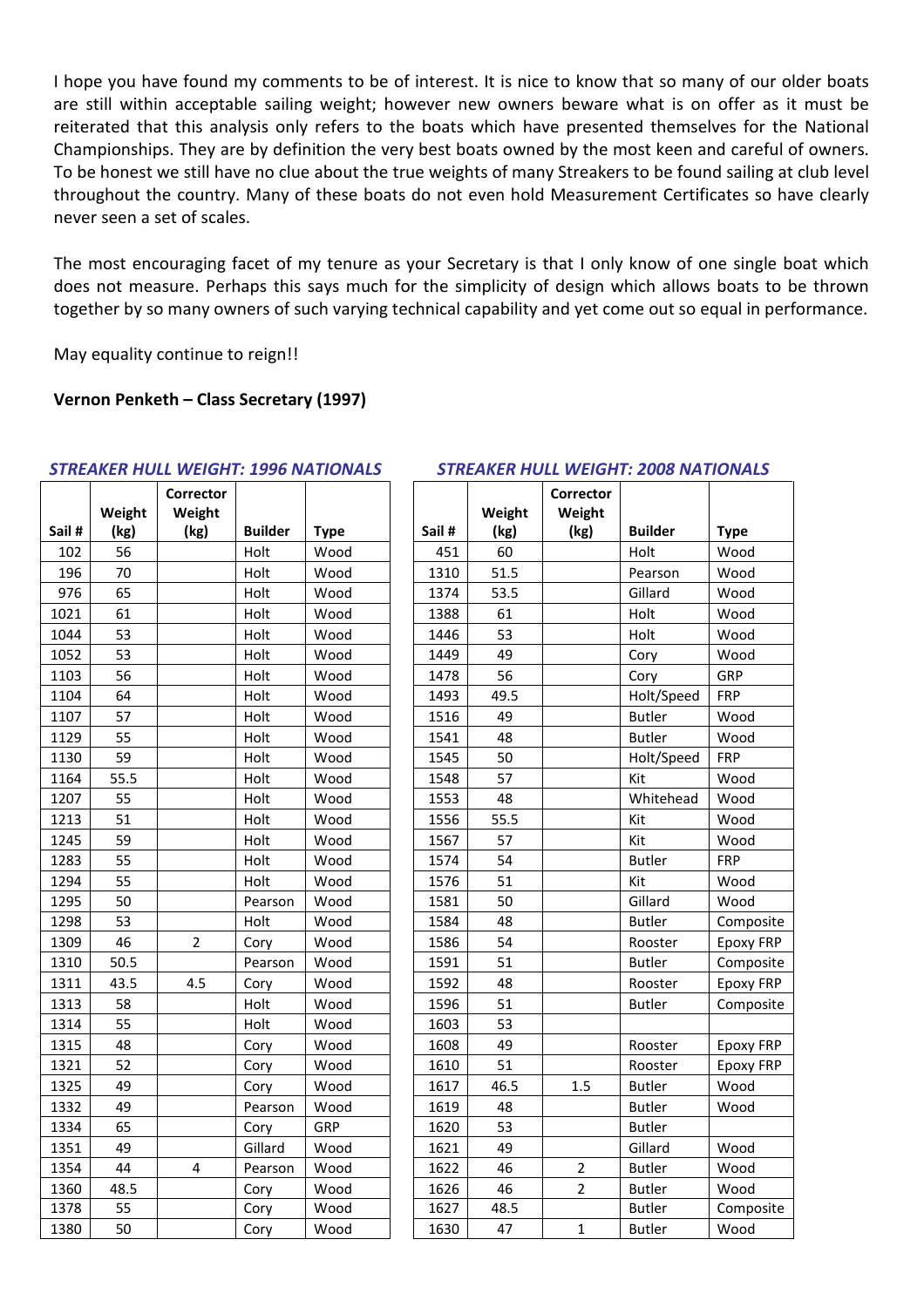I hope you have found my comments to be of interest. It is nice to know that so many of our older boats are still within acceptable sailing weight; however new owners beware what is on offer as it must be reiterated that this analysis only refers to the boats which have presented themselves for the National Championships. They are by definition the very best boats owned by the most keen and careful of owners. To be honest we still have no clue about the true weights of many Streakers to be found sailing at club level throughout the country. Many of these boats do not even hold Measurement Certificates so have clearly never seen a set of scales.

The most encouraging facet of my tenure as your Secretary is that I only know of one single boat which does not measure. Perhaps this says much for the simplicity of design which allows boats to be thrown together by so many owners of such varying technical capability and yet come out so equal in performance.

May equality continue to reign!!

**Vernon Penketh – Class Secretary (1997)**

### *STREAKER HULL WEIGHT: 1996 NATIONALS*

| Sail # | Weight (kg) | Corrector Weight (kg) | Builder | Type |
|---|---|---|---|---|
| 102 | 56 | | Holt | Wood |
| 196 | 70 | | Holt | Wood |
| 976 | 65 | | Holt | Wood |
| 1021 | 61 | | Holt | Wood |
| 1044 | 53 | | Holt | Wood |
| 1052 | 53 | | Holt | Wood |
| 1103 | 56 | | Holt | Wood |
| 1104 | 64 | | Holt | Wood |
| 1107 | 57 | | Holt | Wood |
| 1129 | 55 | | Holt | Wood |
| 1130 | 59 | | Holt | Wood |
| 1164 | 55.5 | | Holt | Wood |
| 1207 | 55 | | Holt | Wood |
| 1213 | 51 | | Holt | Wood |
| 1245 | 59 | | Holt | Wood |
| 1283 | 55 | | Holt | Wood |
| 1294 | 55 | | Holt | Wood |
| 1295 | 50 | | Pearson | Wood |
| 1298 | 53 | | Holt | Wood |
| 1309 | 46 | 2 | Cory | Wood |
| 1310 | 50.5 | | Pearson | Wood |
| 1311 | 43.5 | 4.5 | Cory | Wood |
| 1313 | 58 | | Holt | Wood |
| 1314 | 55 | | Holt | Wood |
| 1315 | 48 | | Cory | Wood |
| 1321 | 52 | | Cory | Wood |
| 1325 | 49 | | Cory | Wood |
| 1332 | 49 | | Pearson | Wood |
| 1334 | 65 | | Cory | GRP |
| 1351 | 49 | | Gillard | Wood |
| 1354 | 44 | 4 | Pearson | Wood |
| 1360 | 48.5 | | Cory | Wood |
| 1378 | 55 | | Cory | Wood |
| 1380 | 50 | | Cory | Wood |

### *STREAKER HULL WEIGHT: 2008 NATIONALS*

| Sail # | Weight (kg) | Corrector Weight (kg) | Builder | Type |
|---|---|---|---|---|
| 451 | 60 | | Holt | Wood |
| 1310 | 51.5 | | Pearson | Wood |
| 1374 | 53.5 | | Gillard | Wood |
| 1388 | 61 | | Holt | Wood |
| 1446 | 53 | | Holt | Wood |
| 1449 | 49 | | Cory | Wood |
| 1478 | 56 | | Cory | GRP |
| 1493 | 49.5 | | Holt/Speed | FRP |
| 1516 | 49 | | Butler | Wood |
| 1541 | 48 | | Butler | Wood |
| 1545 | 50 | | Holt/Speed | FRP |
| 1548 | 57 | | Kit | Wood |
| 1553 | 48 | | Whitehead | Wood |
| 1556 | 55.5 | | Kit | Wood |
| 1567 | 57 | | Kit | Wood |
| 1574 | 54 | | Butler | FRP |
| 1576 | 51 | | Kit | Wood |
| 1581 | 50 | | Gillard | Wood |
| 1584 | 48 | | Butler | Composite |
| 1586 | 54 | | Rooster | Epoxy FRP |
| 1591 | 51 | | Butler | Composite |
| 1592 | 48 | | Rooster | Epoxy FRP |
| 1596 | 51 | | Butler | Composite |
| 1603 | 53 | | | |
| 1608 | 49 | | Rooster | Epoxy FRP |
| 1610 | 51 | | Rooster | Epoxy FRP |
| 1617 | 46.5 | 1.5 | Butler | Wood |
| 1619 | 48 | | Butler | Wood |
| 1620 | 53 | | Butler | |
| 1621 | 49 | | Gillard | Wood |
| 1622 | 46 | 2 | Butler | Wood |
| 1626 | 46 | 2 | Butler | Wood |
| 1627 | 48.5 | | Butler | Composite |
| 1630 | 47 | 1 | Butler | Wood |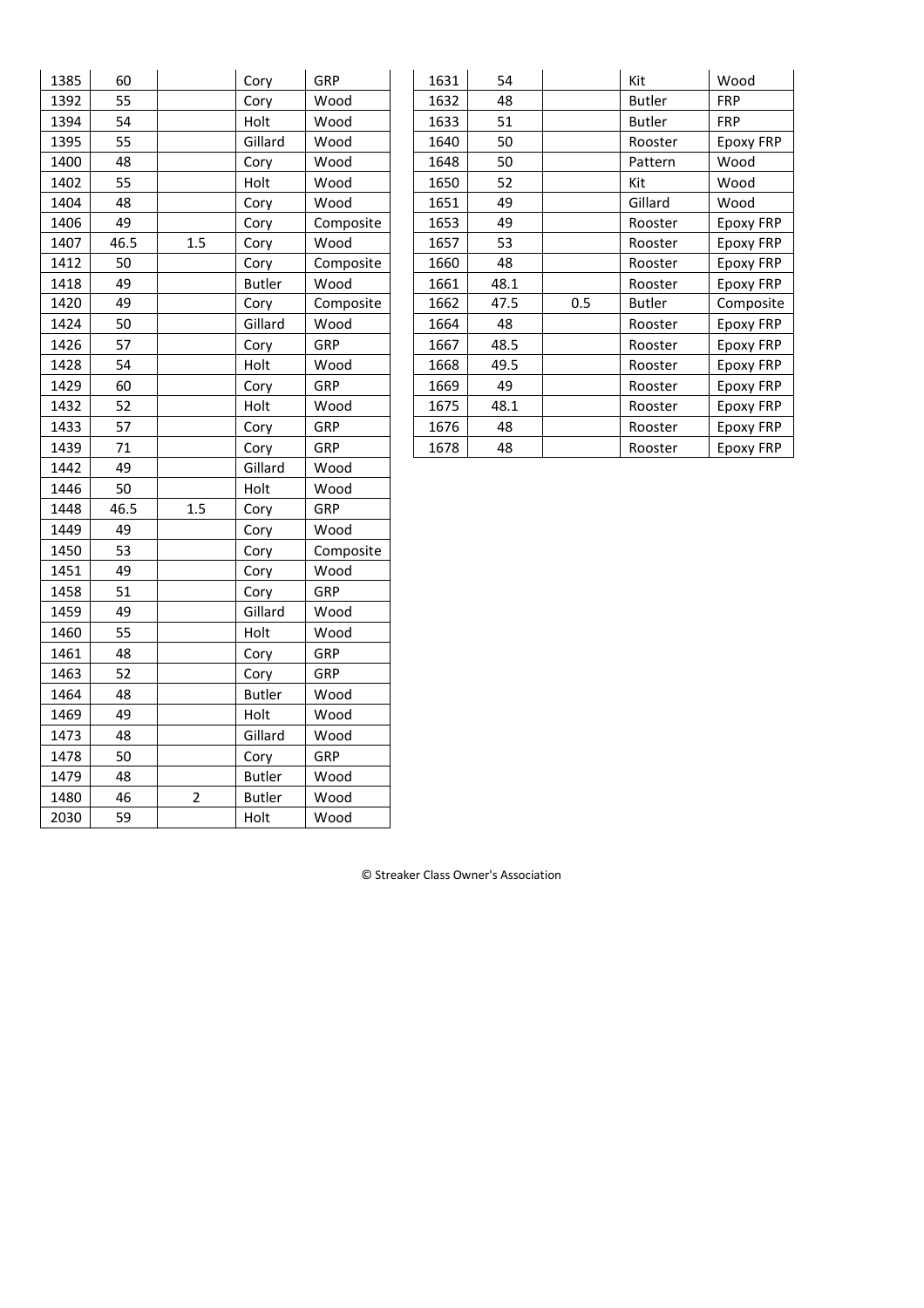| | | | | |
|---|---|---|---|---|
| 1385 | 60 | | Cory | GRP |
| 1392 | 55 | | Cory | Wood |
| 1394 | 54 | | Holt | Wood |
| 1395 | 55 | | Gillard | Wood |
| 1400 | 48 | | Cory | Wood |
| 1402 | 55 | | Holt | Wood |
| 1404 | 48 | | Cory | Wood |
| 1406 | 49 | | Cory | Composite |
| 1407 | 46.5 | 1.5 | Cory | Wood |
| 1412 | 50 | | Cory | Composite |
| 1418 | 49 | | Butler | Wood |
| 1420 | 49 | | Cory | Composite |
| 1424 | 50 | | Gillard | Wood |
| 1426 | 57 | | Cory | GRP |
| 1428 | 54 | | Holt | Wood |
| 1429 | 60 | | Cory | GRP |
| 1432 | 52 | | Holt | Wood |
| 1433 | 57 | | Cory | GRP |
| 1439 | 71 | | Cory | GRP |
| 1442 | 49 | | Gillard | Wood |
| 1446 | 50 | | Holt | Wood |
| 1448 | 46.5 | 1.5 | Cory | GRP |
| 1449 | 49 | | Cory | Wood |
| 1450 | 53 | | Cory | Composite |
| 1451 | 49 | | Cory | Wood |
| 1458 | 51 | | Cory | GRP |
| 1459 | 49 | | Gillard | Wood |
| 1460 | 55 | | Holt | Wood |
| 1461 | 48 | | Cory | GRP |
| 1463 | 52 | | Cory | GRP |
| 1464 | 48 | | Butler | Wood |
| 1469 | 49 | | Holt | Wood |
| 1473 | 48 | | Gillard | Wood |
| 1478 | 50 | | Cory | GRP |
| 1479 | 48 | | Butler | Wood |
| 1480 | 46 | 2 | Butler | Wood |
| 2030 | 59 | | Holt | Wood |
| 1631 | 54 | | Kit | Wood |
| 1632 | 48 | | Butler | FRP |
| 1633 | 51 | | Butler | FRP |
| 1640 | 50 | | Rooster | Epoxy FRP |
| 1648 | 50 | | Pattern | Wood |
| 1650 | 52 | | Kit | Wood |
| 1651 | 49 | | Gillard | Wood |
| 1653 | 49 | | Rooster | Epoxy FRP |
| 1657 | 53 | | Rooster | Epoxy FRP |
| 1660 | 48 | | Rooster | Epoxy FRP |
| 1661 | 48.1 | | Rooster | Epoxy FRP |
| 1662 | 47.5 | 0.5 | Butler | Composite |
| 1664 | 48 | | Rooster | Epoxy FRP |
| 1667 | 48.5 | | Rooster | Epoxy FRP |
| 1668 | 49.5 | | Rooster | Epoxy FRP |
| 1669 | 49 | | Rooster | Epoxy FRP |
| 1675 | 48.1 | | Rooster | Epoxy FRP |
| 1676 | 48 | | Rooster | Epoxy FRP |
| 1678 | 48 | | Rooster | Epoxy FRP |

© Streaker Class Owner's Association